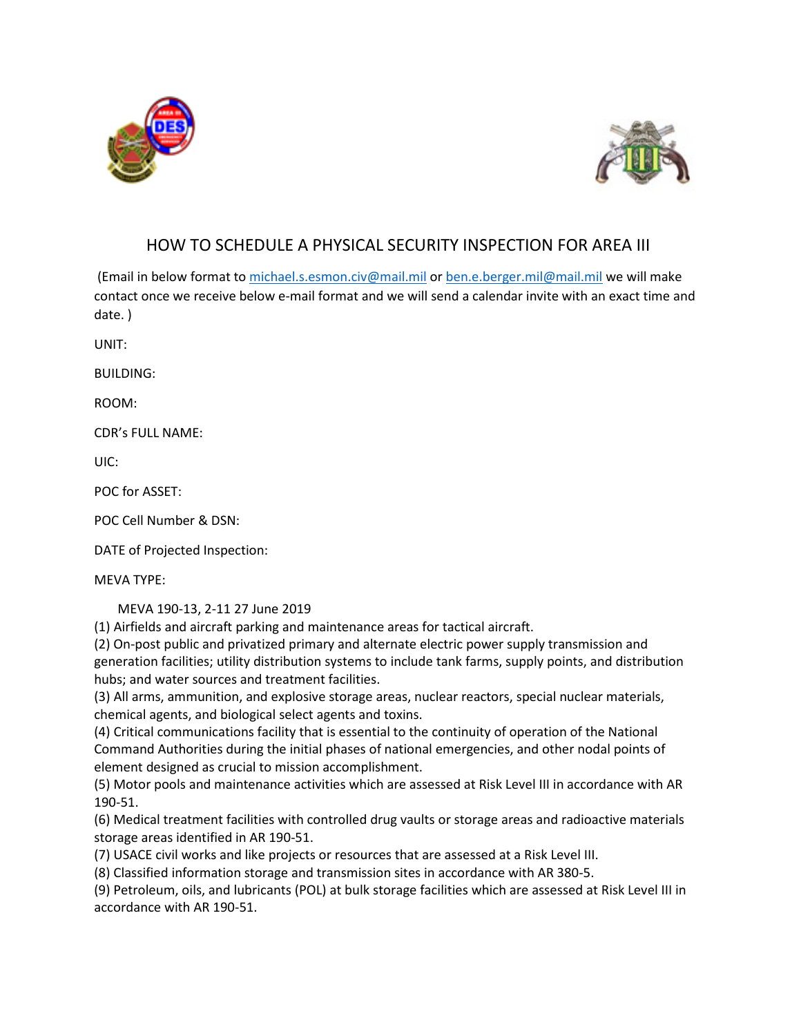# HOW TO SCHEDULE A PHYSICAL SECURITY INSPECTION FOR AREA III

(Email in below format to michael.s.esmon.civ@mail.mil or ben.e.berger.mil@mail.mil we will make contact once we receive below e-mail format and we will send a calendar invite with an exact time and date. )

UNIT:

BUILDING:

ROOM:

CDR's FULL NAME:

UIC:

POC for ASSET:

POC Cell Number & DSN:

DATE of Projected Inspection:

MEVA TYPE:

MEVA 190-13, 2-11 27 June 2019

(1) Airfields and aircraft parking and maintenance areas for tactical aircraft.
(2) On-post public and privatized primary and alternate electric power supply transmission and generation facilities; utility distribution systems to include tank farms, supply points, and distribution hubs; and water sources and treatment facilities.
(3) All arms, ammunition, and explosive storage areas, nuclear reactors, special nuclear materials, chemical agents, and biological select agents and toxins.
(4) Critical communications facility that is essential to the continuity of operation of the National Command Authorities during the initial phases of national emergencies, and other nodal points of element designed as crucial to mission accomplishment.
(5) Motor pools and maintenance activities which are assessed at Risk Level III in accordance with AR 190-51.
(6) Medical treatment facilities with controlled drug vaults or storage areas and radioactive materials storage areas identified in AR 190-51.
(7) USACE civil works and like projects or resources that are assessed at a Risk Level III.
(8) Classified information storage and transmission sites in accordance with AR 380-5.
(9) Petroleum, oils, and lubricants (POL) at bulk storage facilities which are assessed at Risk Level III in accordance with AR 190-51.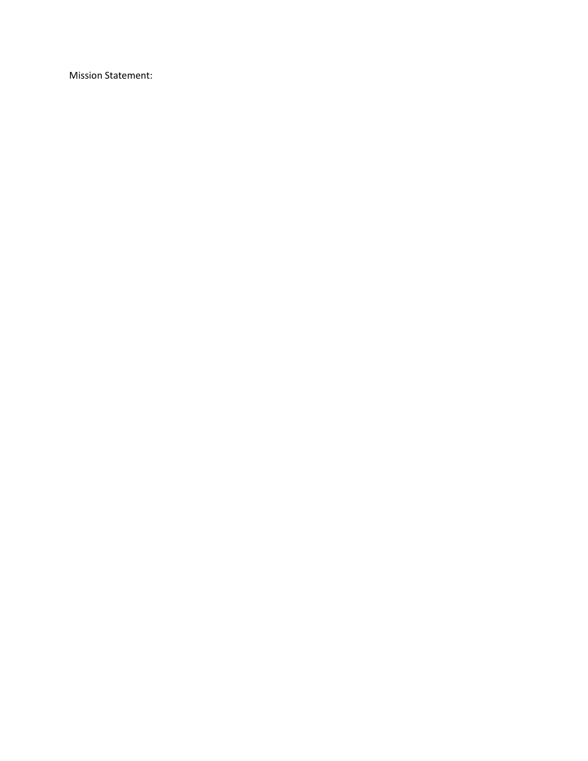Mission Statement: